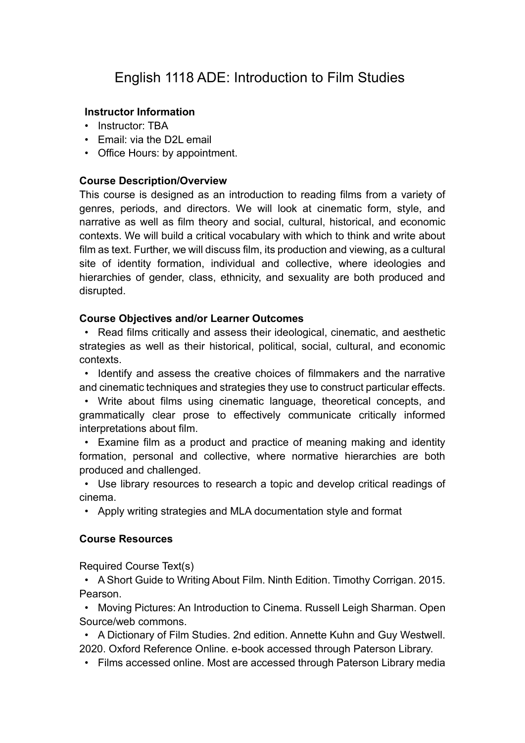# English 1118 ADE: Introduction to Film Studies

### Instructor Information

- Instructor: TBA
- Email: via the D2L email
- Office Hours: by appointment.

### Course Description/Overview

This course is designed as an introduction to reading films from a variety of genres, periods, and directors. We will look at cinematic form, style, and narrative as well as film theory and social, cultural, historical, and economic contexts. We will build a critical vocabulary with which to think and write about film as text. Further, we will discuss film, its production and viewing, as a cultural site of identity formation, individual and collective, where ideologies and hierarchies of gender, class, ethnicity, and sexuality are both produced and disrupted.

### Course Objectives and/or Learner Outcomes

- Read films critically and assess their ideological, cinematic, and aesthetic strategies as well as their historical, political, social, cultural, and economic contexts.
- Identify and assess the creative choices of filmmakers and the narrative and cinematic techniques and strategies they use to construct particular effects.
- Write about films using cinematic language, theoretical concepts, and grammatically clear prose to effectively communicate critically informed interpretations about film.
- Examine film as a product and practice of meaning making and identity formation, personal and collective, where normative hierarchies are both produced and challenged.
- Use library resources to research a topic and develop critical readings of cinema.
- Apply writing strategies and MLA documentation style and format

### Course Resources

Required Course Text(s)

- A Short Guide to Writing About Film. Ninth Edition. Timothy Corrigan. 2015. Pearson.
- Moving Pictures: An Introduction to Cinema. Russell Leigh Sharman. Open Source/web commons.
- A Dictionary of Film Studies. 2nd edition. Annette Kuhn and Guy Westwell. 2020. Oxford Reference Online. e-book accessed through Paterson Library.
- Films accessed online. Most are accessed through Paterson Library media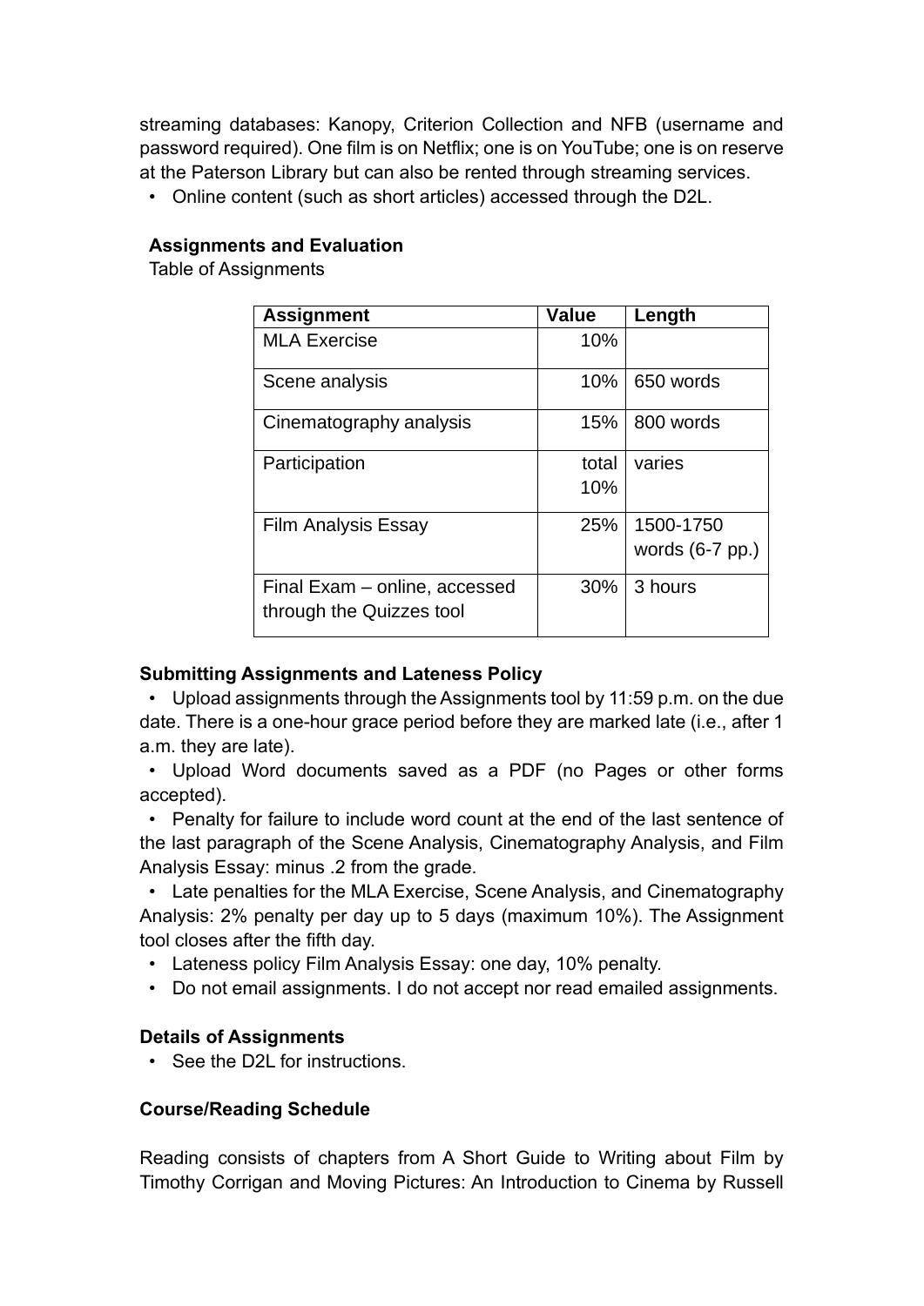streaming databases: Kanopy, Criterion Collection and NFB (username and password required). One film is on Netflix; one is on YouTube; one is on reserve at the Paterson Library but can also be rented through streaming services.

- Online content (such as short articles) accessed through the D2L.

**Assignments and Evaluation**

Table of Assignments

| Assignment | Value | Length |
|---|---|---|
| MLA Exercise | 10% | |
| Scene analysis | 10% | 650 words |
| Cinematography analysis | 15% | 800 words |
| Participation | total 10% | varies |
| Film Analysis Essay | 25% | 1500-1750 words (6-7 pp.) |
| Final Exam – online, accessed through the Quizzes tool | 30% | 3 hours |

**Submitting Assignments and Lateness Policy**

- Upload assignments through the Assignments tool by 11:59 p.m. on the due date. There is a one-hour grace period before they are marked late (i.e., after 1 a.m. they are late).
- Upload Word documents saved as a PDF (no Pages or other forms accepted).
- Penalty for failure to include word count at the end of the last sentence of the last paragraph of the Scene Analysis, Cinematography Analysis, and Film Analysis Essay: minus .2 from the grade.
- Late penalties for the MLA Exercise, Scene Analysis, and Cinematography Analysis: 2% penalty per day up to 5 days (maximum 10%). The Assignment tool closes after the fifth day.
- Lateness policy Film Analysis Essay: one day, 10% penalty.
- Do not email assignments. I do not accept nor read emailed assignments.

**Details of Assignments**

- See the D2L for instructions.

**Course/Reading Schedule**

Reading consists of chapters from A Short Guide to Writing about Film by Timothy Corrigan and Moving Pictures: An Introduction to Cinema by Russell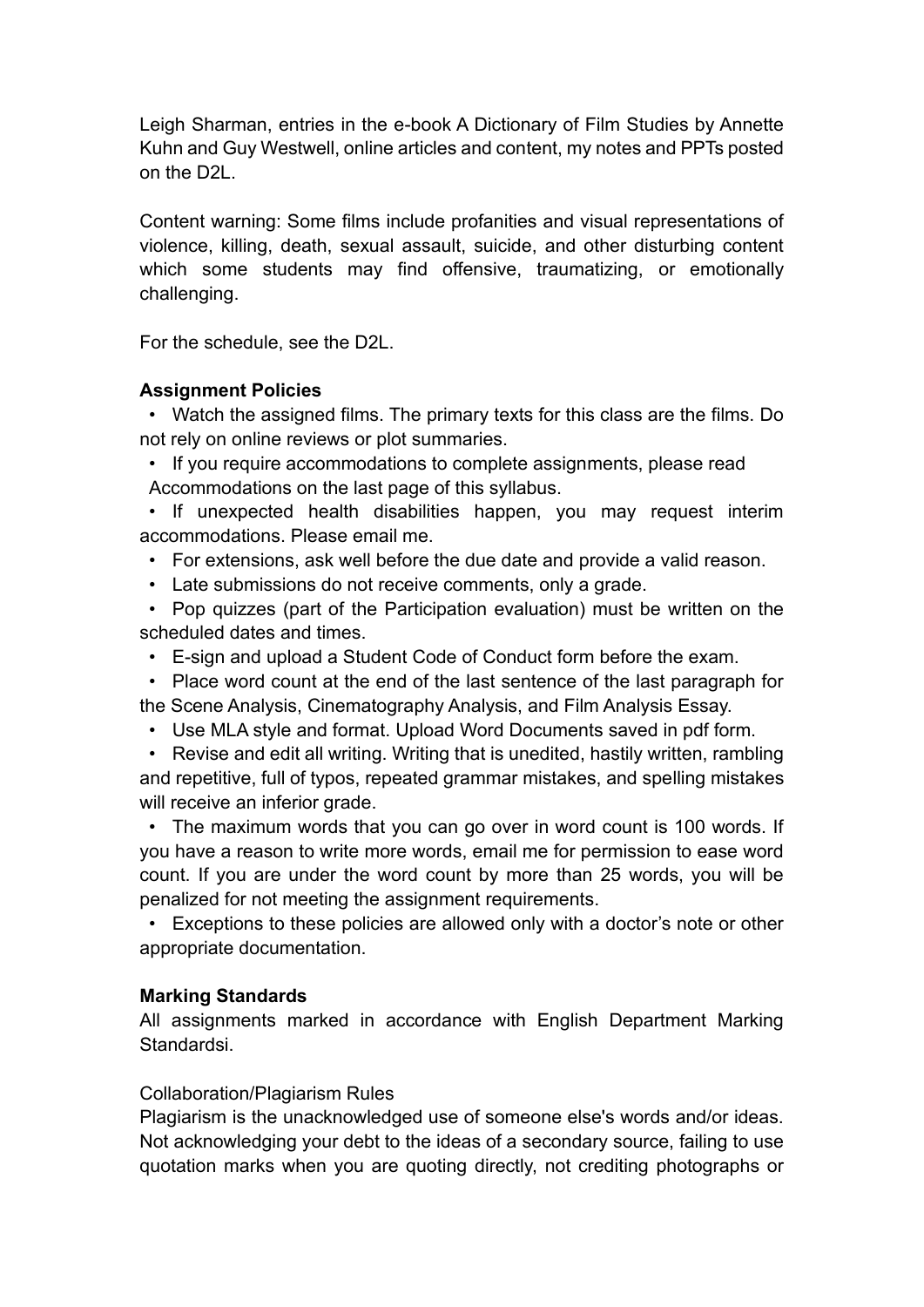Leigh Sharman, entries in the e-book A Dictionary of Film Studies by Annette Kuhn and Guy Westwell, online articles and content, my notes and PPTs posted on the D2L.

Content warning: Some films include profanities and visual representations of violence, killing, death, sexual assault, suicide, and other disturbing content which some students may find offensive, traumatizing, or emotionally challenging.

For the schedule, see the D2L.

**Assignment Policies**

- Watch the assigned films. The primary texts for this class are the films. Do not rely on online reviews or plot summaries.
- If you require accommodations to complete assignments, please read Accommodations on the last page of this syllabus.
- If unexpected health disabilities happen, you may request interim accommodations. Please email me.
- For extensions, ask well before the due date and provide a valid reason.
- Late submissions do not receive comments, only a grade.
- Pop quizzes (part of the Participation evaluation) must be written on the scheduled dates and times.
- E-sign and upload a Student Code of Conduct form before the exam.
- Place word count at the end of the last sentence of the last paragraph for the Scene Analysis, Cinematography Analysis, and Film Analysis Essay.
- Use MLA style and format. Upload Word Documents saved in pdf form.
- Revise and edit all writing. Writing that is unedited, hastily written, rambling and repetitive, full of typos, repeated grammar mistakes, and spelling mistakes will receive an inferior grade.
- The maximum words that you can go over in word count is 100 words. If you have a reason to write more words, email me for permission to ease word count. If you are under the word count by more than 25 words, you will be penalized for not meeting the assignment requirements.
- Exceptions to these policies are allowed only with a doctor's note or other appropriate documentation.

**Marking Standards**

All assignments marked in accordance with English Department Marking Standardsi.

Collaboration/Plagiarism Rules

Plagiarism is the unacknowledged use of someone else's words and/or ideas. Not acknowledging your debt to the ideas of a secondary source, failing to use quotation marks when you are quoting directly, not crediting photographs or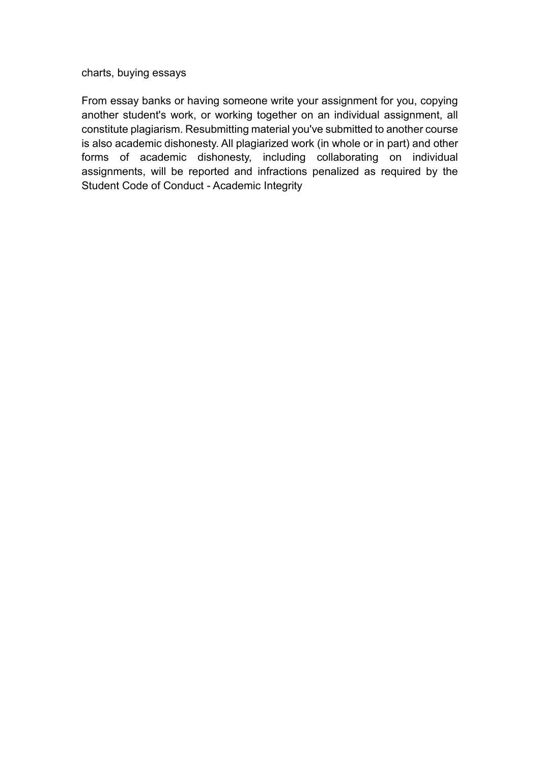charts, buying essays

From essay banks or having someone write your assignment for you, copying another student's work, or working together on an individual assignment, all constitute plagiarism. Resubmitting material you've submitted to another course is also academic dishonesty. All plagiarized work (in whole or in part) and other forms of academic dishonesty, including collaborating on individual assignments, will be reported and infractions penalized as required by the Student Code of Conduct - Academic Integrity